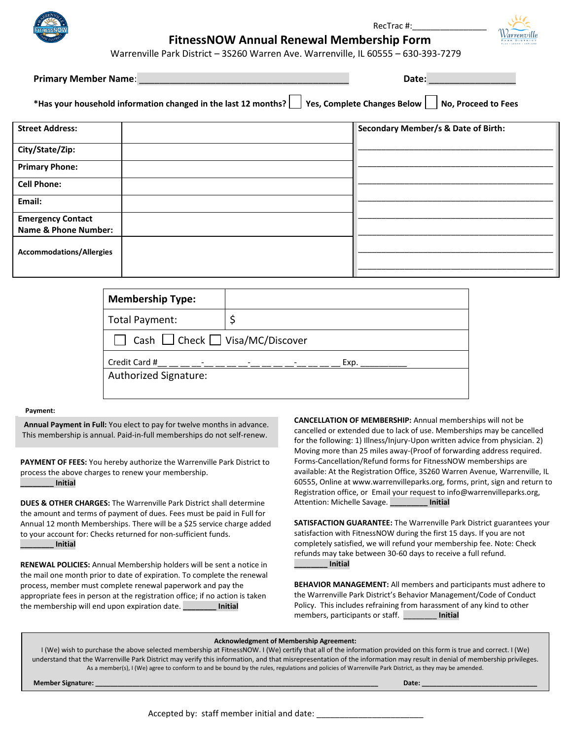RecTrac #:________________

# FitnessNOW Annual Renewal Membership Form

Warrenville Park District – 3S260 Warren Ave. Warrenville, IL 60555 – 630-393-7279

**Primary Member Name**: ___________________________________________ **Date:** _________________

**\*Has your household information changed in the last 12 months?** ☐ **Yes, Complete Changes Below** ☐ **No, Proceed to Fees**

| **Street Address:** | | **Secondary Member/s & Date of Birth:** |
|---|---|---|
| **City/State/Zip:** | | ________________________________________ |
| **Primary Phone:** | | ________________________________________ |
| **Cell Phone:** | | ________________________________________ |
| **Email:** | | ________________________________________ |
| **Emergency Contact Name & Phone Number:** | | ________________________________________ |
| **Accommodations/Allergies** | | ________________________________________ |

| **Membership Type:** | |
|---|---|
| Total Payment: | $ |
| ☐ Cash ☐ Check ☐ Visa/MC/Discover | |
| Credit Card #__ __ __ __-__ __ __ __-__ __ __ __-__ __ __ __ Exp. __________ | |
| Authorized Signature: | |

**Payment:**

**Annual Payment in Full:** You elect to pay for twelve months in advance. This membership is annual. Paid-in-full memberships do not self-renew.

**PAYMENT OF FEES:** You hereby authorize the Warrenville Park District to process the above charges to renew your membership. ________ **Initial**

**DUES & OTHER CHARGES:** The Warrenville Park District shall determine the amount and terms of payment of dues. Fees must be paid in Full for Annual 12 month Memberships. There will be a $25 service charge added to your account for: Checks returned for non-sufficient funds. ________ **Initial**

**RENEWAL POLICIES:** Annual Membership holders will be sent a notice in the mail one month prior to date of expiration. To complete the renewal process, member must complete renewal paperwork and pay the appropriate fees in person at the registration office; if no action is taken the membership will end upon expiration date. ________ **Initial**

**CANCELLATION OF MEMBERSHIP:** Annual memberships will not be cancelled or extended due to lack of use. Memberships may be cancelled for the following: 1) Illness/Injury-Upon written advice from physician. 2) Moving more than 25 miles away-(Proof of forwarding address required. Forms-Cancellation/Refund forms for FitnessNOW memberships are available: At the Registration Office, 3S260 Warren Avenue, Warrenville, IL 60555, Online at www.warrenvilleparks.org, forms, print, sign and return to Registration office, or Email your request to info@warrenvilleparks.org, Attention: Michelle Savage. _________ **Initial**

**SATISFACTION GUARANTEE:** The Warrenville Park District guarantees your satisfaction with FitnessNOW during the first 15 days. If you are not completely satisfied, we will refund your membership fee. Note: Check refunds may take between 30-60 days to receive a full refund. ________ **Initial**

**BEHAVIOR MANAGEMENT:** All members and participants must adhere to the Warrenville Park District's Behavior Management/Code of Conduct Policy. This includes refraining from harassment of any kind to other members, participants or staff. ________ **Initial**

**Acknowledgment of Membership Agreement:**

I (We) wish to purchase the above selected membership at FitnessNOW. I (We) certify that all of the information provided on this form is true and correct. I (We) understand that the Warrenville Park District may verify this information, and that misrepresentation of the information may result in denial of membership privileges. As a member(s), I (We) agree to conform to and be bound by the rules, regulations and policies of Warrenville Park District, as they may be amended.

**Member Signature:** ___________________________________________________________ **Date:** ______________________________

Accepted by: staff member initial and date: _______________________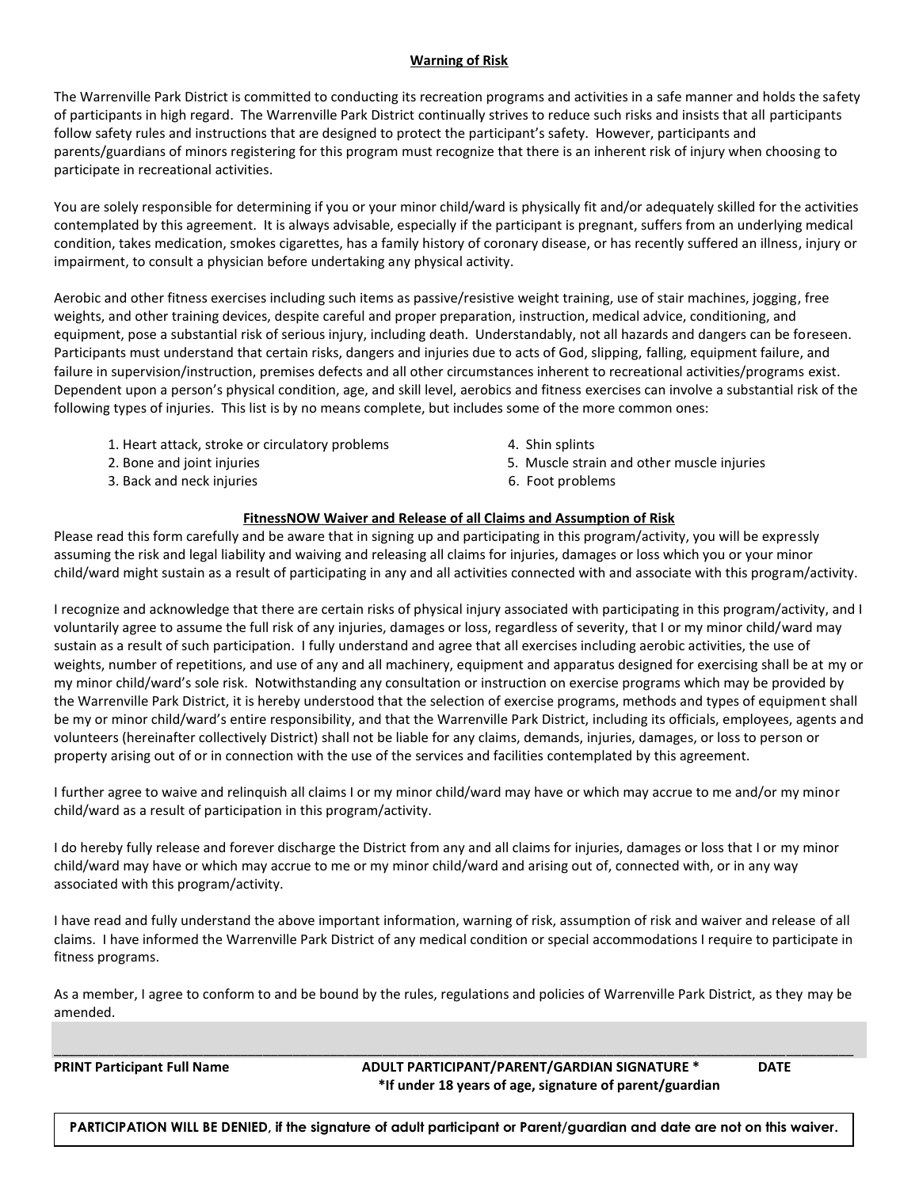## Warning of Risk

The Warrenville Park District is committed to conducting its recreation programs and activities in a safe manner and holds the safety of participants in high regard. The Warrenville Park District continually strives to reduce such risks and insists that all participants follow safety rules and instructions that are designed to protect the participant's safety. However, participants and parents/guardians of minors registering for this program must recognize that there is an inherent risk of injury when choosing to participate in recreational activities.

You are solely responsible for determining if you or your minor child/ward is physically fit and/or adequately skilled for the activities contemplated by this agreement. It is always advisable, especially if the participant is pregnant, suffers from an underlying medical condition, takes medication, smokes cigarettes, has a family history of coronary disease, or has recently suffered an illness, injury or impairment, to consult a physician before undertaking any physical activity.

Aerobic and other fitness exercises including such items as passive/resistive weight training, use of stair machines, jogging, free weights, and other training devices, despite careful and proper preparation, instruction, medical advice, conditioning, and equipment, pose a substantial risk of serious injury, including death. Understandably, not all hazards and dangers can be foreseen. Participants must understand that certain risks, dangers and injuries due to acts of God, slipping, falling, equipment failure, and failure in supervision/instruction, premises defects and all other circumstances inherent to recreational activities/programs exist. Dependent upon a person's physical condition, age, and skill level, aerobics and fitness exercises can involve a substantial risk of the following types of injuries. This list is by no means complete, but includes some of the more common ones:

1. Heart attack, stroke or circulatory problems
2. Bone and joint injuries
3. Back and neck injuries
4. Shin splints
5. Muscle strain and other muscle injuries
6. Foot problems

## FitnessNOW Waiver and Release of all Claims and Assumption of Risk

Please read this form carefully and be aware that in signing up and participating in this program/activity, you will be expressly assuming the risk and legal liability and waiving and releasing all claims for injuries, damages or loss which you or your minor child/ward might sustain as a result of participating in any and all activities connected with and associate with this program/activity.

I recognize and acknowledge that there are certain risks of physical injury associated with participating in this program/activity, and I voluntarily agree to assume the full risk of any injuries, damages or loss, regardless of severity, that I or my minor child/ward may sustain as a result of such participation. I fully understand and agree that all exercises including aerobic activities, the use of weights, number of repetitions, and use of any and all machinery, equipment and apparatus designed for exercising shall be at my or my minor child/ward's sole risk. Notwithstanding any consultation or instruction on exercise programs which may be provided by the Warrenville Park District, it is hereby understood that the selection of exercise programs, methods and types of equipment shall be my or minor child/ward's entire responsibility, and that the Warrenville Park District, including its officials, employees, agents and volunteers (hereinafter collectively District) shall not be liable for any claims, demands, injuries, damages, or loss to person or property arising out of or in connection with the use of the services and facilities contemplated by this agreement.

I further agree to waive and relinquish all claims I or my minor child/ward may have or which may accrue to me and/or my minor child/ward as a result of participation in this program/activity.

I do hereby fully release and forever discharge the District from any and all claims for injuries, damages or loss that I or my minor child/ward may have or which may accrue to me or my minor child/ward and arising out of, connected with, or in any way associated with this program/activity.

I have read and fully understand the above important information, warning of risk, assumption of risk and waiver and release of all claims. I have informed the Warrenville Park District of any medical condition or special accommodations I require to participate in fitness programs.

As a member, I agree to conform to and be bound by the rules, regulations and policies of Warrenville Park District, as they may be amended.

\_\_\_\_\_\_\_\_\_\_\_\_\_\_\_\_\_\_\_\_\_\_\_\_\_\_\_\_\_\_\_\_\_\_\_\_\_\_\_\_\_\_\_\_\_\_\_\_\_\_\_\_\_\_\_\_\_\_\_\_\_\_\_\_\_\_\_\_\_\_\_\_\_\_\_\_\_\_

**PRINT Participant Full Name** **ADULT PARTICIPANT/PARENT/GARDIAN SIGNATURE \*** **DATE**

**\*If under 18 years of age, signature of parent/guardian**

**PARTICIPATION WILL BE DENIED, if the signature of adult participant or Parent/guardian and date are not on this waiver.**